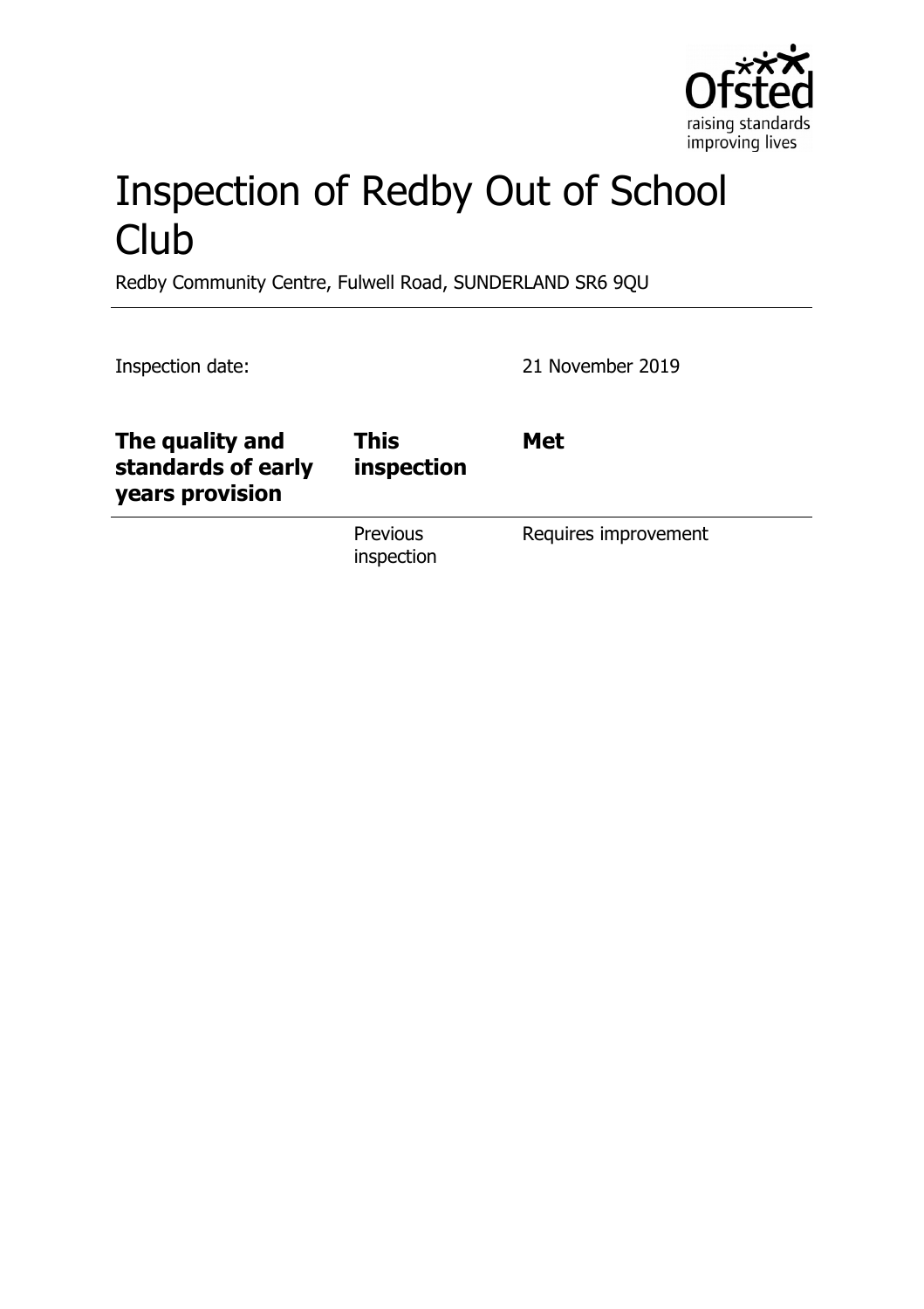# Inspection of Redby Out of School Club

Redby Community Centre, Fulwell Road, SUNDERLAND SR6 9QU

Inspection date: 21 November 2019

| **The quality and standards of early years provision** | **This inspection** | **Met** |
| --- | --- | --- |
| | Previous inspection | Requires improvement |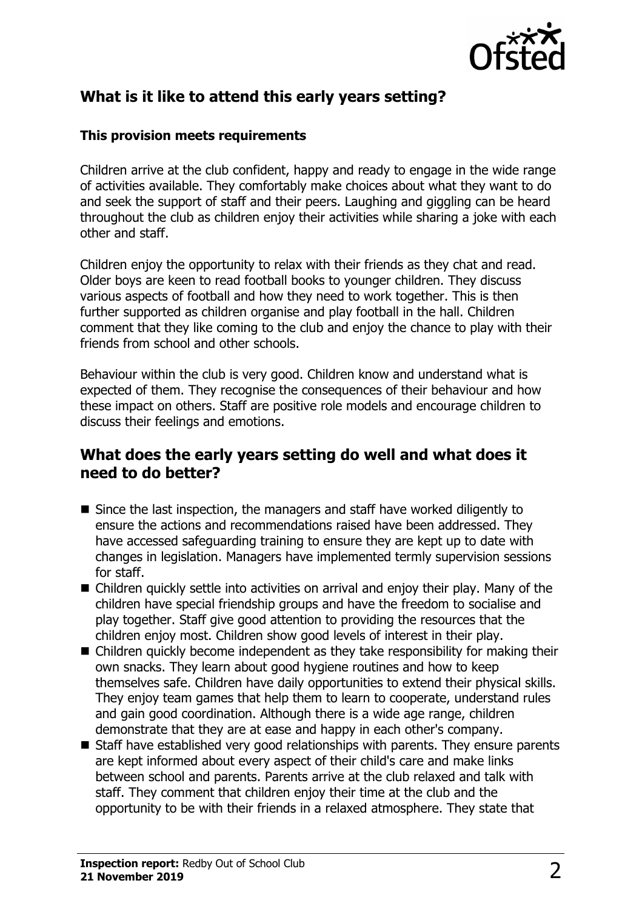## What is it like to attend this early years setting?

### This provision meets requirements

Children arrive at the club confident, happy and ready to engage in the wide range of activities available. They comfortably make choices about what they want to do and seek the support of staff and their peers. Laughing and giggling can be heard throughout the club as children enjoy their activities while sharing a joke with each other and staff.

Children enjoy the opportunity to relax with their friends as they chat and read. Older boys are keen to read football books to younger children. They discuss various aspects of football and how they need to work together. This is then further supported as children organise and play football in the hall. Children comment that they like coming to the club and enjoy the chance to play with their friends from school and other schools.

Behaviour within the club is very good. Children know and understand what is expected of them. They recognise the consequences of their behaviour and how these impact on others. Staff are positive role models and encourage children to discuss their feelings and emotions.

## What does the early years setting do well and what does it need to do better?

- Since the last inspection, the managers and staff have worked diligently to ensure the actions and recommendations raised have been addressed. They have accessed safeguarding training to ensure they are kept up to date with changes in legislation. Managers have implemented termly supervision sessions for staff.
- Children quickly settle into activities on arrival and enjoy their play. Many of the children have special friendship groups and have the freedom to socialise and play together. Staff give good attention to providing the resources that the children enjoy most. Children show good levels of interest in their play.
- Children quickly become independent as they take responsibility for making their own snacks. They learn about good hygiene routines and how to keep themselves safe. Children have daily opportunities to extend their physical skills. They enjoy team games that help them to learn to cooperate, understand rules and gain good coordination. Although there is a wide age range, children demonstrate that they are at ease and happy in each other's company.
- Staff have established very good relationships with parents. They ensure parents are kept informed about every aspect of their child's care and make links between school and parents. Parents arrive at the club relaxed and talk with staff. They comment that children enjoy their time at the club and the opportunity to be with their friends in a relaxed atmosphere. They state that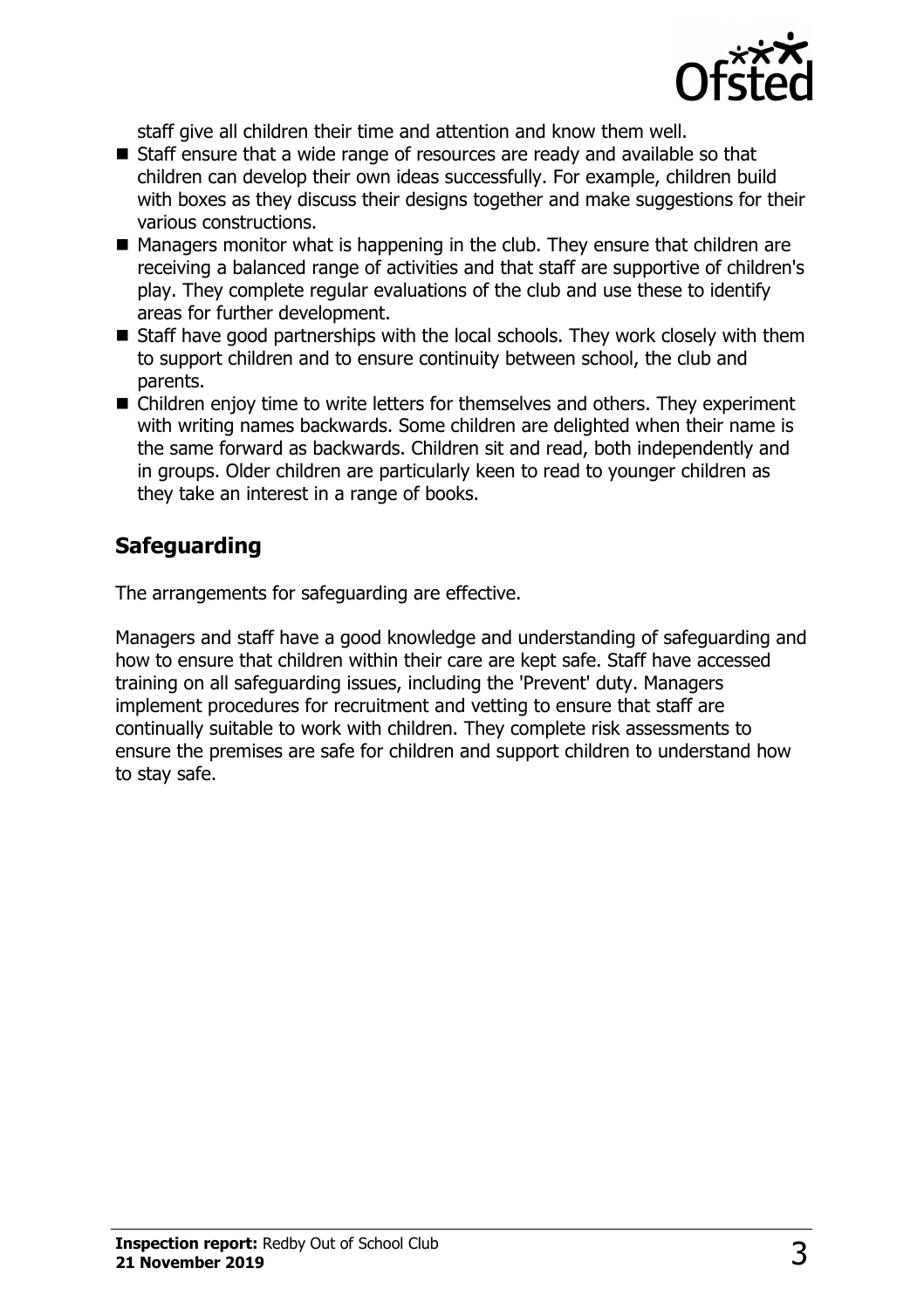staff give all children their time and attention and know them well.

- Staff ensure that a wide range of resources are ready and available so that children can develop their own ideas successfully. For example, children build with boxes as they discuss their designs together and make suggestions for their various constructions.
- Managers monitor what is happening in the club. They ensure that children are receiving a balanced range of activities and that staff are supportive of children's play. They complete regular evaluations of the club and use these to identify areas for further development.
- Staff have good partnerships with the local schools. They work closely with them to support children and to ensure continuity between school, the club and parents.
- Children enjoy time to write letters for themselves and others. They experiment with writing names backwards. Some children are delighted when their name is the same forward as backwards. Children sit and read, both independently and in groups. Older children are particularly keen to read to younger children as they take an interest in a range of books.

## Safeguarding

The arrangements for safeguarding are effective.

Managers and staff have a good knowledge and understanding of safeguarding and how to ensure that children within their care are kept safe. Staff have accessed training on all safeguarding issues, including the 'Prevent' duty. Managers implement procedures for recruitment and vetting to ensure that staff are continually suitable to work with children. They complete risk assessments to ensure the premises are safe for children and support children to understand how to stay safe.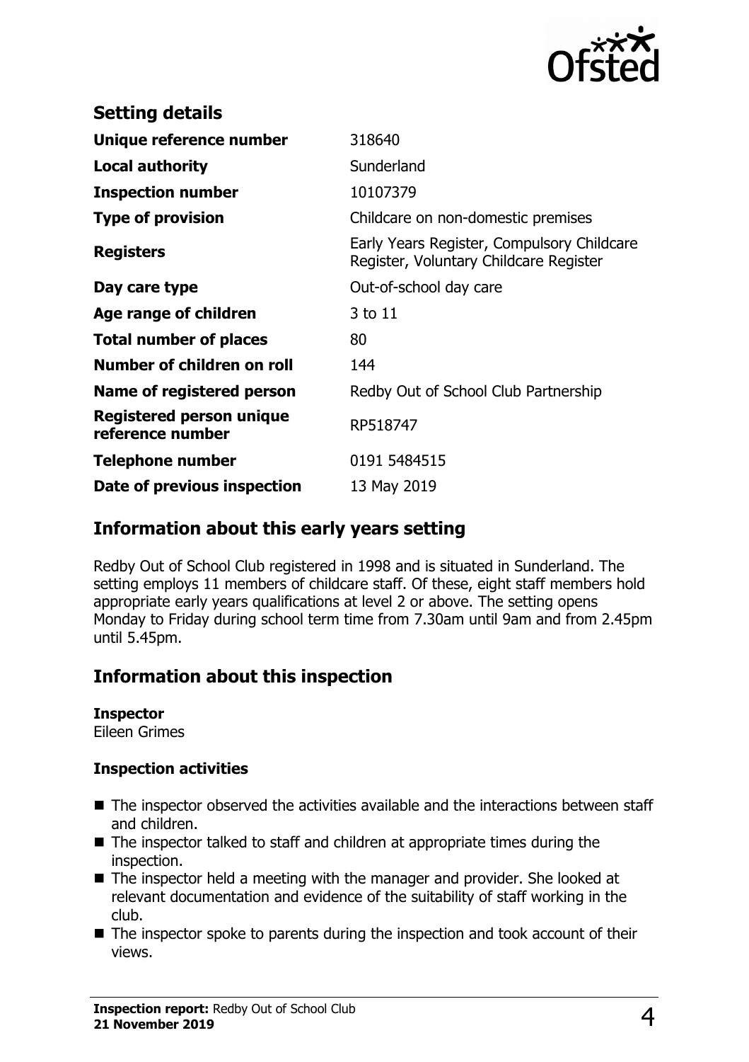## Setting details

| | |
|---|---|
| **Unique reference number** | 318640 |
| **Local authority** | Sunderland |
| **Inspection number** | 10107379 |
| **Type of provision** | Childcare on non-domestic premises |
| **Registers** | Early Years Register, Compulsory Childcare Register, Voluntary Childcare Register |
| **Day care type** | Out-of-school day care |
| **Age range of children** | 3 to 11 |
| **Total number of places** | 80 |
| **Number of children on roll** | 144 |
| **Name of registered person** | Redby Out of School Club Partnership |
| **Registered person unique reference number** | RP518747 |
| **Telephone number** | 0191 5484515 |
| **Date of previous inspection** | 13 May 2019 |

## Information about this early years setting

Redby Out of School Club registered in 1998 and is situated in Sunderland. The setting employs 11 members of childcare staff. Of these, eight staff members hold appropriate early years qualifications at level 2 or above. The setting opens Monday to Friday during school term time from 7.30am until 9am and from 2.45pm until 5.45pm.

## Information about this inspection

**Inspector**
Eileen Grimes

**Inspection activities**

- The inspector observed the activities available and the interactions between staff and children.
- The inspector talked to staff and children at appropriate times during the inspection.
- The inspector held a meeting with the manager and provider. She looked at relevant documentation and evidence of the suitability of staff working in the club.
- The inspector spoke to parents during the inspection and took account of their views.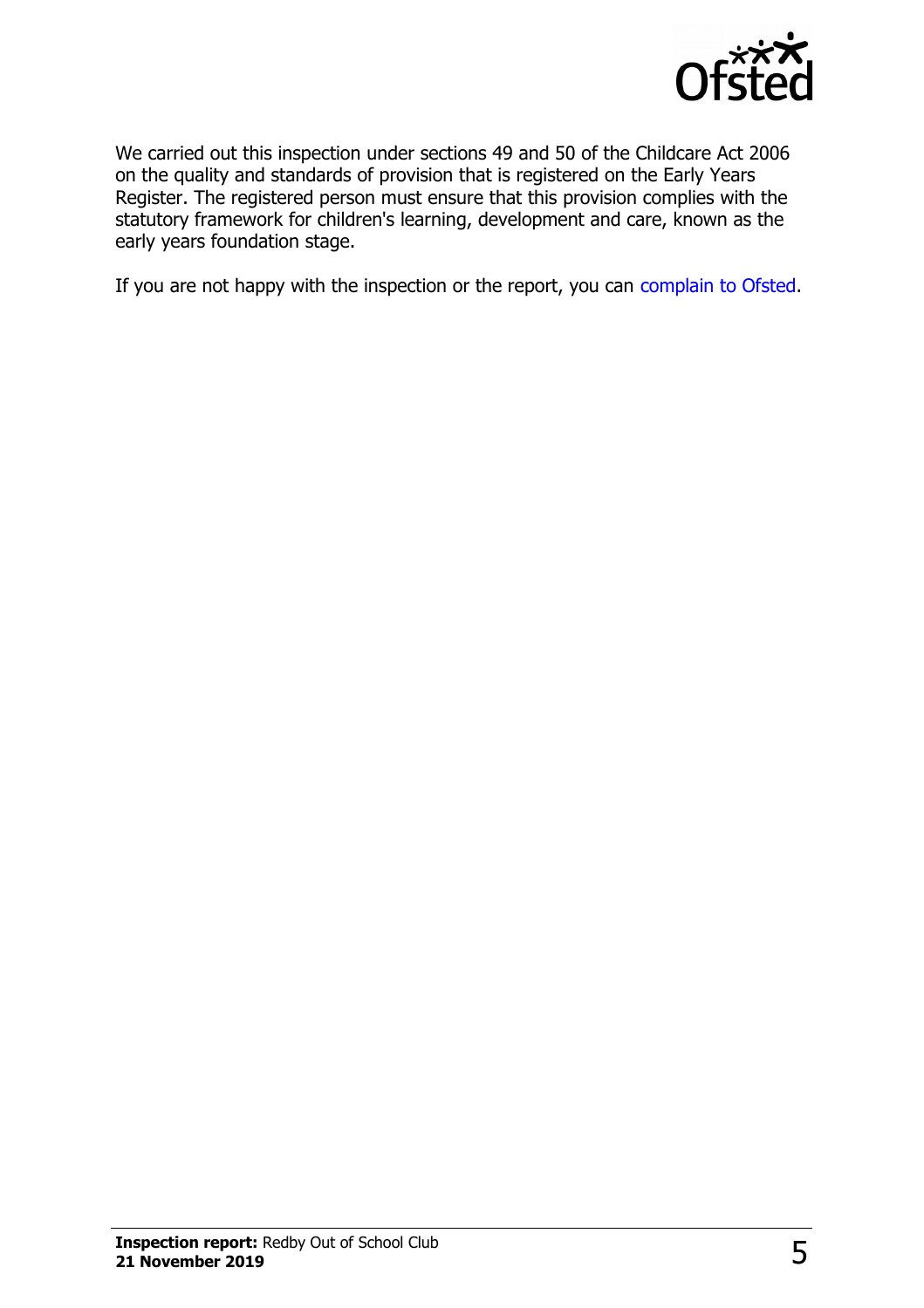We carried out this inspection under sections 49 and 50 of the Childcare Act 2006 on the quality and standards of provision that is registered on the Early Years Register. The registered person must ensure that this provision complies with the statutory framework for children's learning, development and care, known as the early years foundation stage.

If you are not happy with the inspection or the report, you can complain to Ofsted.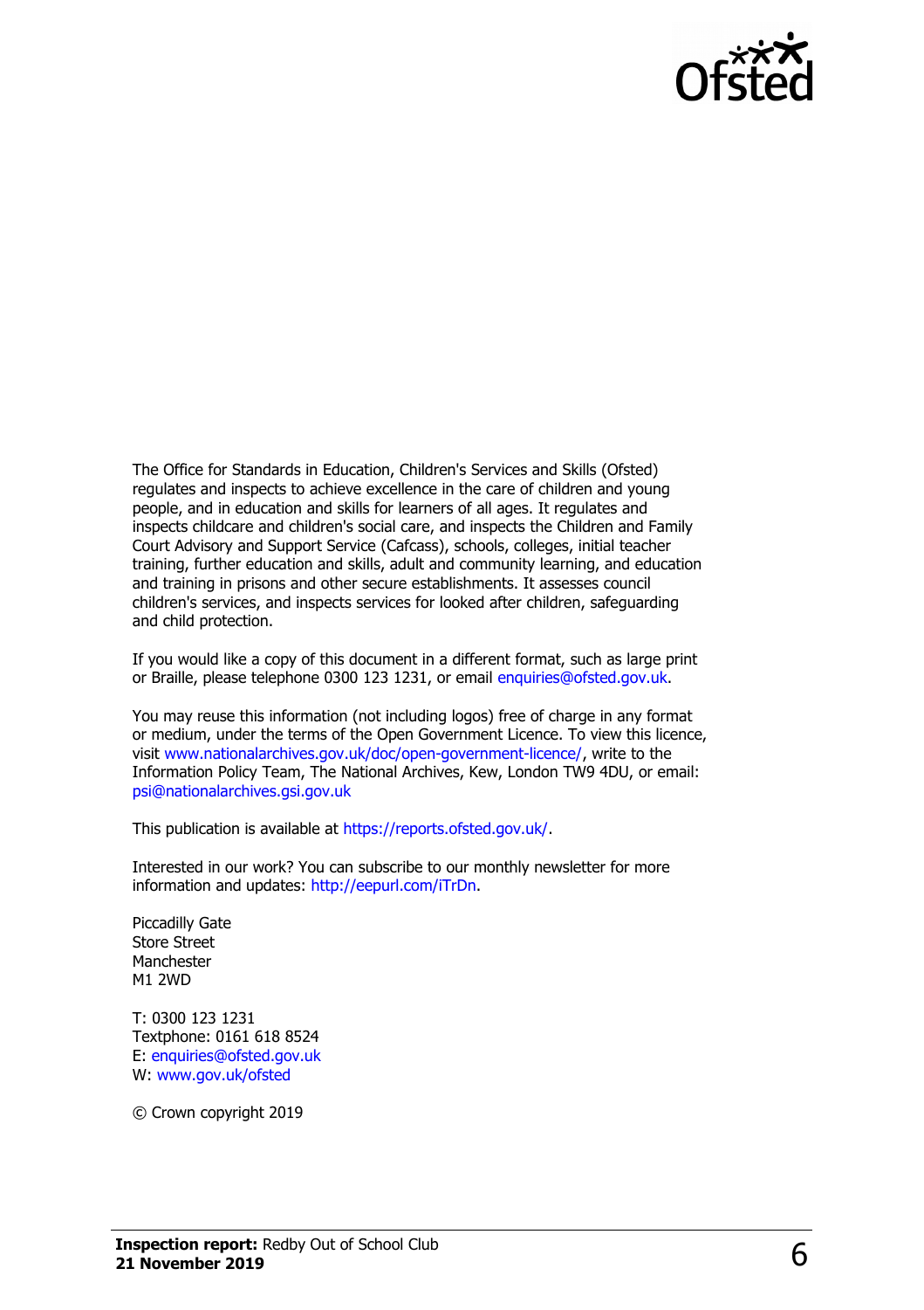The Office for Standards in Education, Children's Services and Skills (Ofsted) regulates and inspects to achieve excellence in the care of children and young people, and in education and skills for learners of all ages. It regulates and inspects childcare and children's social care, and inspects the Children and Family Court Advisory and Support Service (Cafcass), schools, colleges, initial teacher training, further education and skills, adult and community learning, and education and training in prisons and other secure establishments. It assesses council children's services, and inspects services for looked after children, safeguarding and child protection.

If you would like a copy of this document in a different format, such as large print or Braille, please telephone 0300 123 1231, or email enquiries@ofsted.gov.uk.

You may reuse this information (not including logos) free of charge in any format or medium, under the terms of the Open Government Licence. To view this licence, visit www.nationalarchives.gov.uk/doc/open-government-licence/, write to the Information Policy Team, The National Archives, Kew, London TW9 4DU, or email: psi@nationalarchives.gsi.gov.uk

This publication is available at https://reports.ofsted.gov.uk/.

Interested in our work? You can subscribe to our monthly newsletter for more information and updates: http://eepurl.com/iTrDn.

Piccadilly Gate
Store Street
Manchester
M1 2WD

T: 0300 123 1231
Textphone: 0161 618 8524
E: enquiries@ofsted.gov.uk
W: www.gov.uk/ofsted

© Crown copyright 2019